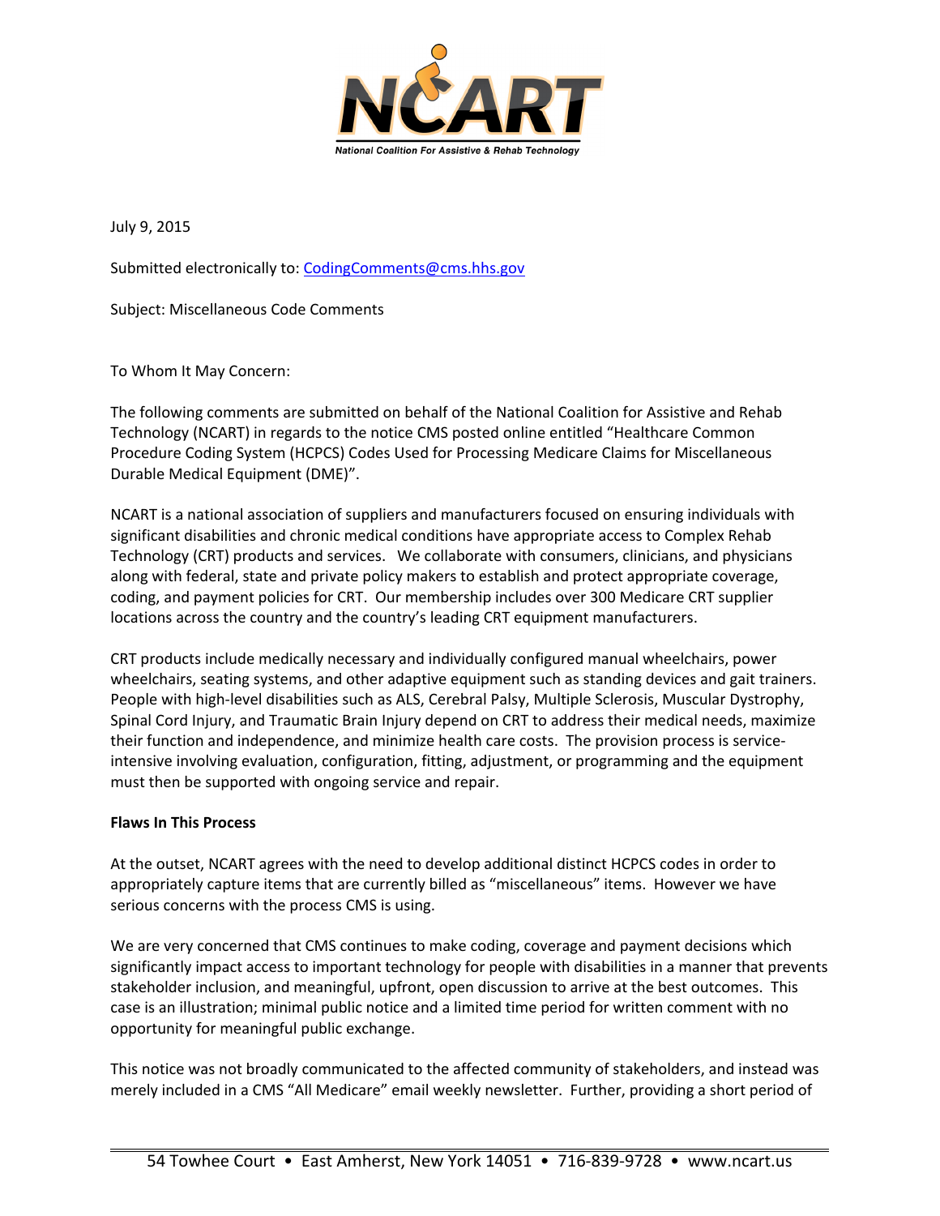NCART

National Coalition For Assistive & Rehab Technology

July 9, 2015

Submitted electronically to: CodingComments@cms.hhs.gov

Subject: Miscellaneous Code Comments

To Whom It May Concern:

The following comments are submitted on behalf of the National Coalition for Assistive and Rehab Technology (NCART) in regards to the notice CMS posted online entitled "Healthcare Common Procedure Coding System (HCPCS) Codes Used for Processing Medicare Claims for Miscellaneous Durable Medical Equipment (DME)".

NCART is a national association of suppliers and manufacturers focused on ensuring individuals with significant disabilities and chronic medical conditions have appropriate access to Complex Rehab Technology (CRT) products and services. We collaborate with consumers, clinicians, and physicians along with federal, state and private policy makers to establish and protect appropriate coverage, coding, and payment policies for CRT. Our membership includes over 300 Medicare CRT supplier locations across the country and the country's leading CRT equipment manufacturers.

CRT products include medically necessary and individually configured manual wheelchairs, power wheelchairs, seating systems, and other adaptive equipment such as standing devices and gait trainers. People with high-level disabilities such as ALS, Cerebral Palsy, Multiple Sclerosis, Muscular Dystrophy, Spinal Cord Injury, and Traumatic Brain Injury depend on CRT to address their medical needs, maximize their function and independence, and minimize health care costs. The provision process is service-intensive involving evaluation, configuration, fitting, adjustment, or programming and the equipment must then be supported with ongoing service and repair.

**Flaws In This Process**

At the outset, NCART agrees with the need to develop additional distinct HCPCS codes in order to appropriately capture items that are currently billed as "miscellaneous" items. However we have serious concerns with the process CMS is using.

We are very concerned that CMS continues to make coding, coverage and payment decisions which significantly impact access to important technology for people with disabilities in a manner that prevents stakeholder inclusion, and meaningful, upfront, open discussion to arrive at the best outcomes. This case is an illustration; minimal public notice and a limited time period for written comment with no opportunity for meaningful public exchange.

This notice was not broadly communicated to the affected community of stakeholders, and instead was merely included in a CMS "All Medicare" email weekly newsletter. Further, providing a short period of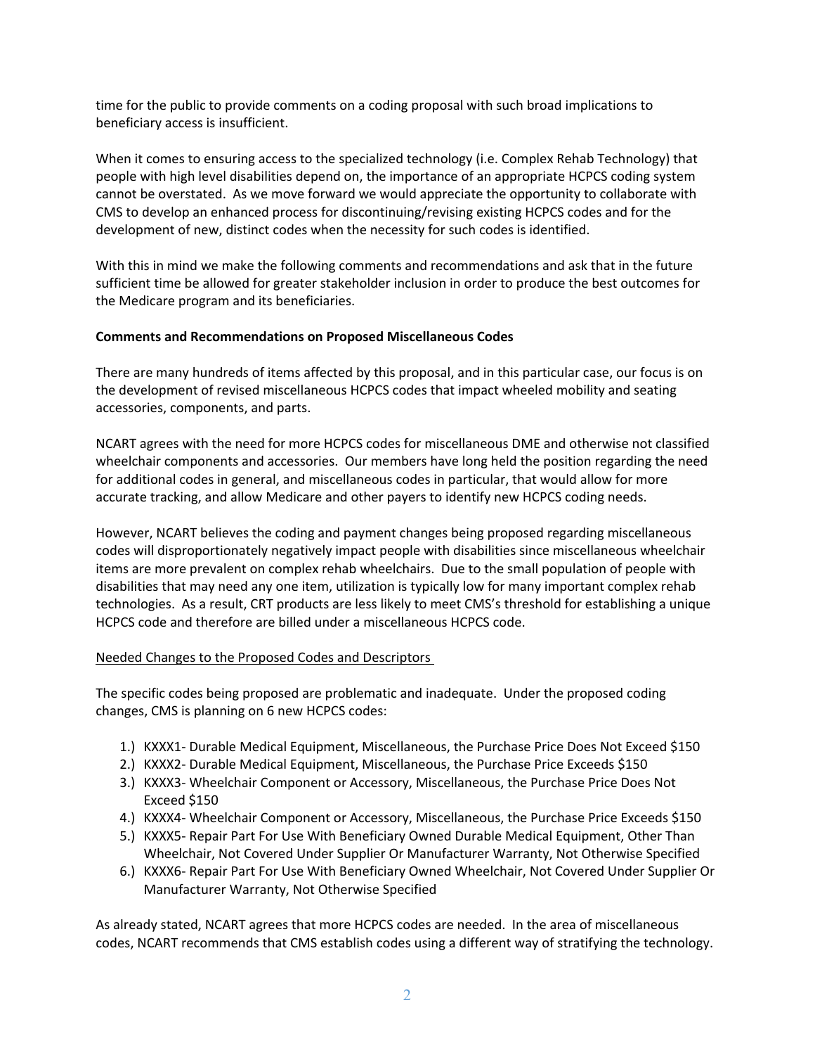time for the public to provide comments on a coding proposal with such broad implications to beneficiary access is insufficient.

When it comes to ensuring access to the specialized technology (i.e. Complex Rehab Technology) that people with high level disabilities depend on, the importance of an appropriate HCPCS coding system cannot be overstated. As we move forward we would appreciate the opportunity to collaborate with CMS to develop an enhanced process for discontinuing/revising existing HCPCS codes and for the development of new, distinct codes when the necessity for such codes is identified.

With this in mind we make the following comments and recommendations and ask that in the future sufficient time be allowed for greater stakeholder inclusion in order to produce the best outcomes for the Medicare program and its beneficiaries.

**Comments and Recommendations on Proposed Miscellaneous Codes**

There are many hundreds of items affected by this proposal, and in this particular case, our focus is on the development of revised miscellaneous HCPCS codes that impact wheeled mobility and seating accessories, components, and parts.

NCART agrees with the need for more HCPCS codes for miscellaneous DME and otherwise not classified wheelchair components and accessories. Our members have long held the position regarding the need for additional codes in general, and miscellaneous codes in particular, that would allow for more accurate tracking, and allow Medicare and other payers to identify new HCPCS coding needs.

However, NCART believes the coding and payment changes being proposed regarding miscellaneous codes will disproportionately negatively impact people with disabilities since miscellaneous wheelchair items are more prevalent on complex rehab wheelchairs. Due to the small population of people with disabilities that may need any one item, utilization is typically low for many important complex rehab technologies. As a result, CRT products are less likely to meet CMS's threshold for establishing a unique HCPCS code and therefore are billed under a miscellaneous HCPCS code.

<u>Needed Changes to the Proposed Codes and Descriptors</u>

The specific codes being proposed are problematic and inadequate. Under the proposed coding changes, CMS is planning on 6 new HCPCS codes:

1.) KXXX1- Durable Medical Equipment, Miscellaneous, the Purchase Price Does Not Exceed $150
2.) KXXX2- Durable Medical Equipment, Miscellaneous, the Purchase Price Exceeds $150
3.) KXXX3- Wheelchair Component or Accessory, Miscellaneous, the Purchase Price Does Not Exceed $150
4.) KXXX4- Wheelchair Component or Accessory, Miscellaneous, the Purchase Price Exceeds $150
5.) KXXX5- Repair Part For Use With Beneficiary Owned Durable Medical Equipment, Other Than Wheelchair, Not Covered Under Supplier Or Manufacturer Warranty, Not Otherwise Specified
6.) KXXX6- Repair Part For Use With Beneficiary Owned Wheelchair, Not Covered Under Supplier Or Manufacturer Warranty, Not Otherwise Specified

As already stated, NCART agrees that more HCPCS codes are needed. In the area of miscellaneous codes, NCART recommends that CMS establish codes using a different way of stratifying the technology.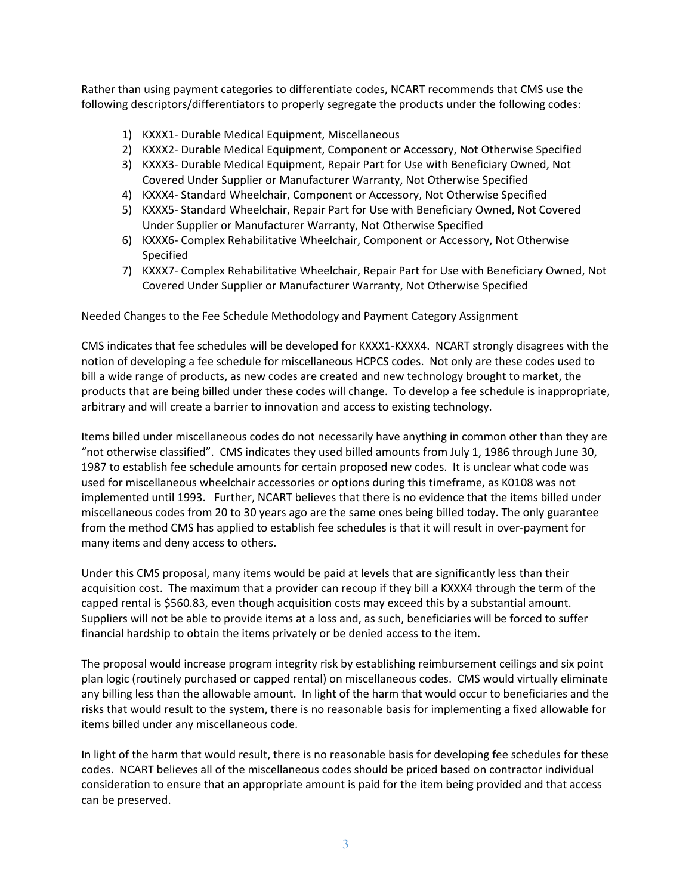Rather than using payment categories to differentiate codes, NCART recommends that CMS use the following descriptors/differentiators to properly segregate the products under the following codes:

1) KXXX1- Durable Medical Equipment, Miscellaneous
2) KXXX2- Durable Medical Equipment, Component or Accessory, Not Otherwise Specified
3) KXXX3- Durable Medical Equipment, Repair Part for Use with Beneficiary Owned, Not Covered Under Supplier or Manufacturer Warranty, Not Otherwise Specified
4) KXXX4- Standard Wheelchair, Component or Accessory, Not Otherwise Specified
5) KXXX5- Standard Wheelchair, Repair Part for Use with Beneficiary Owned, Not Covered Under Supplier or Manufacturer Warranty, Not Otherwise Specified
6) KXXX6- Complex Rehabilitative Wheelchair, Component or Accessory, Not Otherwise Specified
7) KXXX7- Complex Rehabilitative Wheelchair, Repair Part for Use with Beneficiary Owned, Not Covered Under Supplier or Manufacturer Warranty, Not Otherwise Specified

<u>Needed Changes to the Fee Schedule Methodology and Payment Category Assignment</u>

CMS indicates that fee schedules will be developed for KXXX1-KXXX4. NCART strongly disagrees with the notion of developing a fee schedule for miscellaneous HCPCS codes. Not only are these codes used to bill a wide range of products, as new codes are created and new technology brought to market, the products that are being billed under these codes will change. To develop a fee schedule is inappropriate, arbitrary and will create a barrier to innovation and access to existing technology.

Items billed under miscellaneous codes do not necessarily have anything in common other than they are "not otherwise classified". CMS indicates they used billed amounts from July 1, 1986 through June 30, 1987 to establish fee schedule amounts for certain proposed new codes. It is unclear what code was used for miscellaneous wheelchair accessories or options during this timeframe, as K0108 was not implemented until 1993. Further, NCART believes that there is no evidence that the items billed under miscellaneous codes from 20 to 30 years ago are the same ones being billed today. The only guarantee from the method CMS has applied to establish fee schedules is that it will result in over-payment for many items and deny access to others.

Under this CMS proposal, many items would be paid at levels that are significantly less than their acquisition cost. The maximum that a provider can recoup if they bill a KXXX4 through the term of the capped rental is $560.83, even though acquisition costs may exceed this by a substantial amount. Suppliers will not be able to provide items at a loss and, as such, beneficiaries will be forced to suffer financial hardship to obtain the items privately or be denied access to the item.

The proposal would increase program integrity risk by establishing reimbursement ceilings and six point plan logic (routinely purchased or capped rental) on miscellaneous codes. CMS would virtually eliminate any billing less than the allowable amount. In light of the harm that would occur to beneficiaries and the risks that would result to the system, there is no reasonable basis for implementing a fixed allowable for items billed under any miscellaneous code.

In light of the harm that would result, there is no reasonable basis for developing fee schedules for these codes. NCART believes all of the miscellaneous codes should be priced based on contractor individual consideration to ensure that an appropriate amount is paid for the item being provided and that access can be preserved.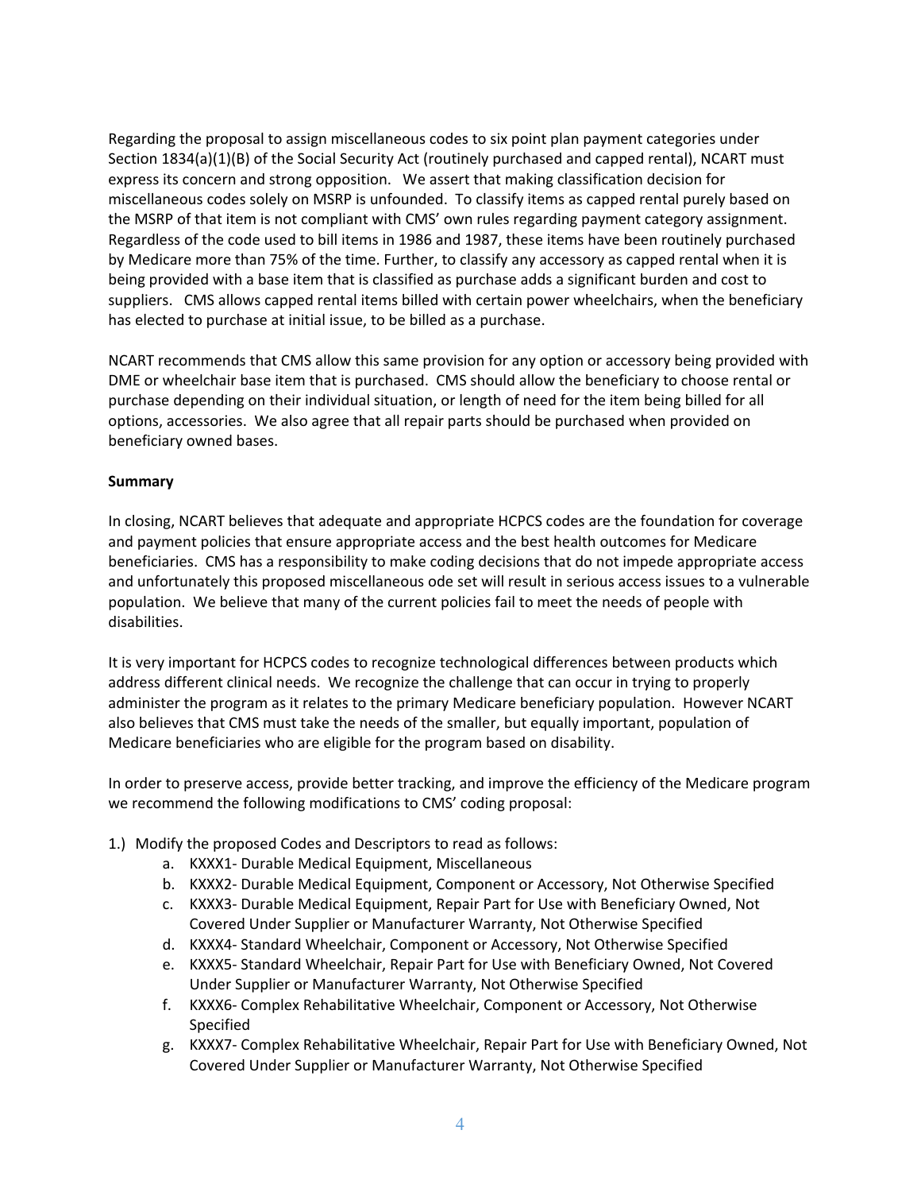Regarding the proposal to assign miscellaneous codes to six point plan payment categories under Section 1834(a)(1)(B) of the Social Security Act (routinely purchased and capped rental), NCART must express its concern and strong opposition. We assert that making classification decision for miscellaneous codes solely on MSRP is unfounded. To classify items as capped rental purely based on the MSRP of that item is not compliant with CMS' own rules regarding payment category assignment. Regardless of the code used to bill items in 1986 and 1987, these items have been routinely purchased by Medicare more than 75% of the time. Further, to classify any accessory as capped rental when it is being provided with a base item that is classified as purchase adds a significant burden and cost to suppliers. CMS allows capped rental items billed with certain power wheelchairs, when the beneficiary has elected to purchase at initial issue, to be billed as a purchase.

NCART recommends that CMS allow this same provision for any option or accessory being provided with DME or wheelchair base item that is purchased. CMS should allow the beneficiary to choose rental or purchase depending on their individual situation, or length of need for the item being billed for all options, accessories. We also agree that all repair parts should be purchased when provided on beneficiary owned bases.

**Summary**

In closing, NCART believes that adequate and appropriate HCPCS codes are the foundation for coverage and payment policies that ensure appropriate access and the best health outcomes for Medicare beneficiaries. CMS has a responsibility to make coding decisions that do not impede appropriate access and unfortunately this proposed miscellaneous ode set will result in serious access issues to a vulnerable population. We believe that many of the current policies fail to meet the needs of people with disabilities.

It is very important for HCPCS codes to recognize technological differences between products which address different clinical needs. We recognize the challenge that can occur in trying to properly administer the program as it relates to the primary Medicare beneficiary population. However NCART also believes that CMS must take the needs of the smaller, but equally important, population of Medicare beneficiaries who are eligible for the program based on disability.

In order to preserve access, provide better tracking, and improve the efficiency of the Medicare program we recommend the following modifications to CMS' coding proposal:

1.) Modify the proposed Codes and Descriptors to read as follows:
   a. KXXX1- Durable Medical Equipment, Miscellaneous
   b. KXXX2- Durable Medical Equipment, Component or Accessory, Not Otherwise Specified
   c. KXXX3- Durable Medical Equipment, Repair Part for Use with Beneficiary Owned, Not Covered Under Supplier or Manufacturer Warranty, Not Otherwise Specified
   d. KXXX4- Standard Wheelchair, Component or Accessory, Not Otherwise Specified
   e. KXXX5- Standard Wheelchair, Repair Part for Use with Beneficiary Owned, Not Covered Under Supplier or Manufacturer Warranty, Not Otherwise Specified
   f. KXXX6- Complex Rehabilitative Wheelchair, Component or Accessory, Not Otherwise Specified
   g. KXXX7- Complex Rehabilitative Wheelchair, Repair Part for Use with Beneficiary Owned, Not Covered Under Supplier or Manufacturer Warranty, Not Otherwise Specified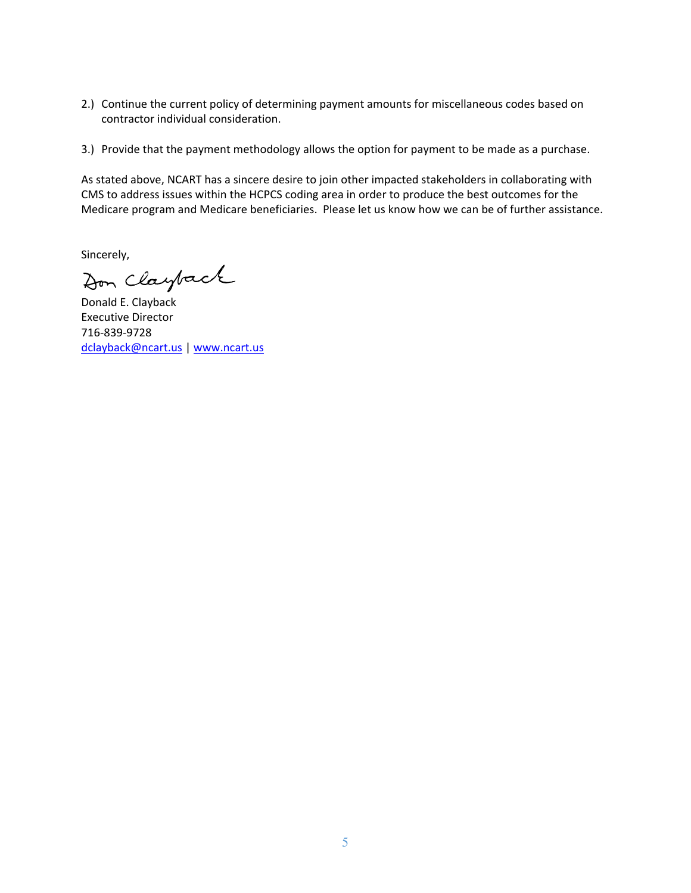2.) Continue the current policy of determining payment amounts for miscellaneous codes based on contractor individual consideration.

3.) Provide that the payment methodology allows the option for payment to be made as a purchase.

As stated above, NCART has a sincere desire to join other impacted stakeholders in collaborating with CMS to address issues within the HCPCS coding area in order to produce the best outcomes for the Medicare program and Medicare beneficiaries. Please let us know how we can be of further assistance.

Sincerely,

Don Clayback

Donald E. Clayback
Executive Director
716-839-9728
dclayback@ncart.us | www.ncart.us